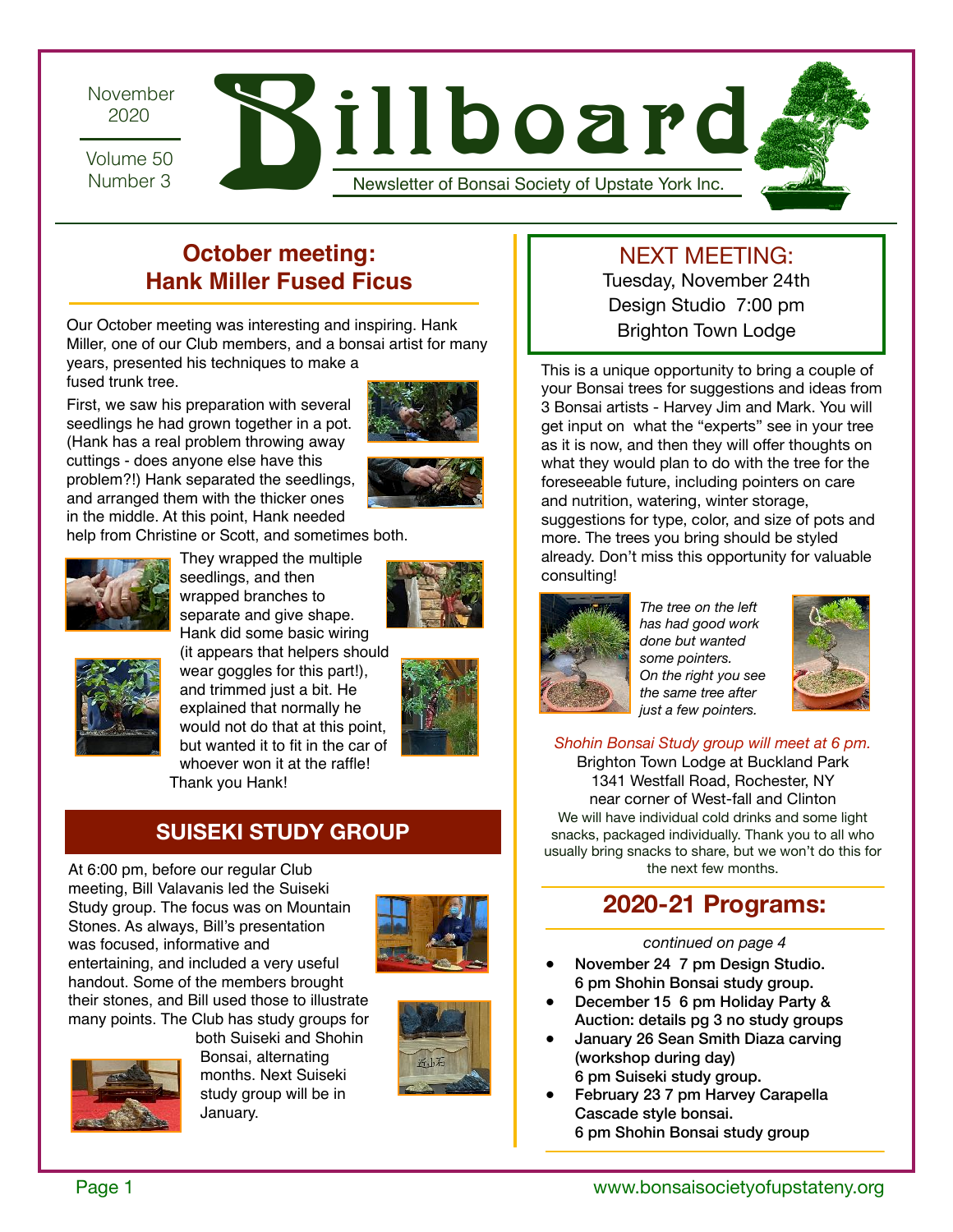November 2020

Volume 50 Number 3

# Billboard

Newsletter of Bonsai Society of Upstate York Inc.

## October meeting: Hank Miller Fused Ficus

Our October meeting was interesting and inspiring. Hank Miller, one of our Club members, and a bonsai artist for many years, presented his techniques to make a fused trunk tree.

First, we saw his preparation with several seedlings he had grown together in a pot. (Hank has a real problem throwing away cuttings - does anyone else have this problem?!) Hank separated the seedlings, and arranged them with the thicker ones in the middle. At this point, Hank needed help from Christine or Scott, and sometimes both.

They wrapped the multiple seedlings, and then wrapped branches to separate and give shape. Hank did some basic wiring (it appears that helpers should wear goggles for this part!), and trimmed just a bit. He explained that normally he would not do that at this point, but wanted it to fit in the car of whoever won it at the raffle! Thank you Hank!

## SUISEKI STUDY GROUP

At 6:00 pm, before our regular Club meeting, Bill Valavanis led the Suiseki Study group. The focus was on Mountain Stones. As always, Bill's presentation was focused, informative and entertaining, and included a very useful handout. Some of the members brought their stones, and Bill used those to illustrate many points. The Club has study groups for both Suiseki and Shohin Bonsai, alternating months. Next Suiseki study group will be in January.

## NEXT MEETING:

Tuesday, November 24th
Design Studio 7:00 pm
Brighton Town Lodge

This is a unique opportunity to bring a couple of your Bonsai trees for suggestions and ideas from 3 Bonsai artists - Harvey Jim and Mark. You will get input on what the "experts" see in your tree as it is now, and then they will offer thoughts on what they would plan to do with the tree for the foreseeable future, including pointers on care and nutrition, watering, winter storage, suggestions for type, color, and size of pots and more. The trees you bring should be styled already. Don't miss this opportunity for valuable consulting!

*The tree on the left has had good work done but wanted some pointers. On the right you see the same tree after just a few pointers.*

*Shohin Bonsai Study group will meet at 6 pm.*
Brighton Town Lodge at Buckland Park
1341 Westfall Road, Rochester, NY
near corner of West-fall and Clinton

We will have individual cold drinks and some light snacks, packaged individually. Thank you to all who usually bring snacks to share, but we won't do this for the next few months.

## 2020-21 Programs:

*continued on page 4*

- **November 24 7 pm Design Studio. 6 pm Shohin Bonsai study group.**
- **December 15 6 pm Holiday Party & Auction: details pg 3 no study groups**
- **January 26 Sean Smith Diaza carving (workshop during day) 6 pm Suiseki study group.**
- **February 23 7 pm Harvey Carapella Cascade style bonsai. 6 pm Shohin Bonsai study group**

www.bonsaisocietyofupstateny.org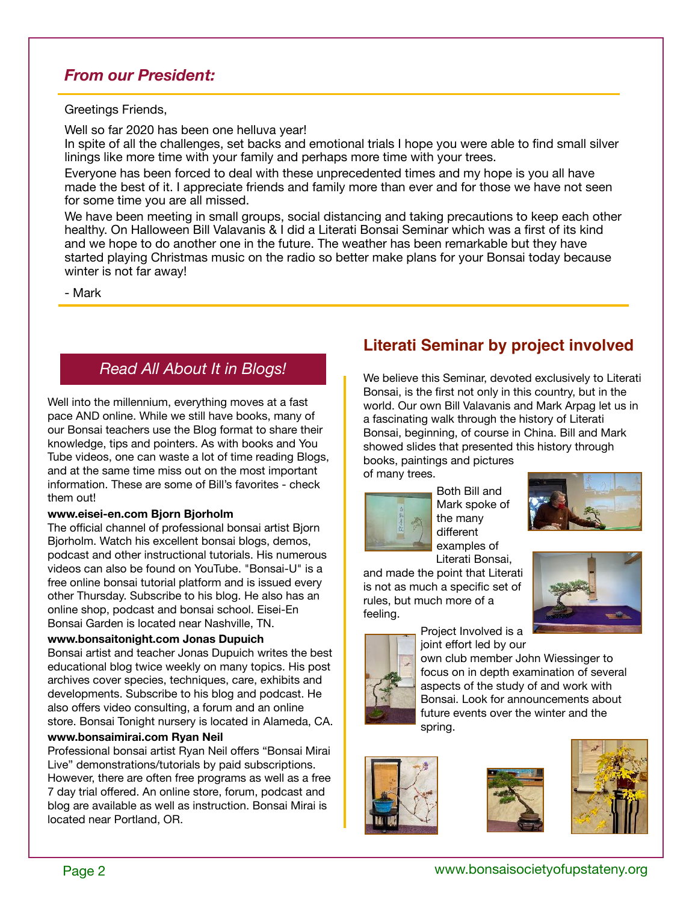## *From our President:*

Greetings Friends,

Well so far 2020 has been one helluva year!
In spite of all the challenges, set backs and emotional trials I hope you were able to find small silver linings like more time with your family and perhaps more time with your trees.

Everyone has been forced to deal with these unprecedented times and my hope is you all have made the best of it. I appreciate friends and family more than ever and for those we have not seen for some time you are all missed.

We have been meeting in small groups, social distancing and taking precautions to keep each other healthy. On Halloween Bill Valavanis & I did a Literati Bonsai Seminar which was a first of its kind and we hope to do another one in the future. The weather has been remarkable but they have started playing Christmas music on the radio so better make plans for your Bonsai today because winter is not far away!

- Mark

## *Read All About It in Blogs!*

Well into the millennium, everything moves at a fast pace AND online. While we still have books, many of our Bonsai teachers use the Blog format to share their knowledge, tips and pointers. As with books and You Tube videos, one can waste a lot of time reading Blogs, and at the same time miss out on the most important information. These are some of Bill's favorites - check them out!

**www.eisei-en.com Bjorn Bjorholm**
The official channel of professional bonsai artist Bjorn Bjorholm. Watch his excellent bonsai blogs, demos, podcast and other instructional tutorials. His numerous videos can also be found on YouTube. "Bonsai-U" is a free online bonsai tutorial platform and is issued every other Thursday. Subscribe to his blog. He also has an online shop, podcast and bonsai school. Eisei-En Bonsai Garden is located near Nashville, TN.

**www.bonsaitonight.com Jonas Dupuich**
Bonsai artist and teacher Jonas Dupuich writes the best educational blog twice weekly on many topics. His post archives cover species, techniques, care, exhibits and developments. Subscribe to his blog and podcast. He also offers video consulting, a forum and an online store. Bonsai Tonight nursery is located in Alameda, CA.

**www.bonsaimirai.com Ryan Neil**
Professional bonsai artist Ryan Neil offers "Bonsai Mirai Live" demonstrations/tutorials by paid subscriptions. However, there are often free programs as well as a free 7 day trial offered. An online store, forum, podcast and blog are available as well as instruction. Bonsai Mirai is located near Portland, OR.

## Literati Seminar by project involved

We believe this Seminar, devoted exclusively to Literati Bonsai, is the first not only in this country, but in the world. Our own Bill Valavanis and Mark Arpag let us in a fascinating walk through the history of Literati Bonsai, beginning, of course in China. Bill and Mark showed slides that presented this history through books, paintings and pictures of many trees.

Both Bill and Mark spoke of the many different examples of Literati Bonsai, and made the point that Literati is not as much a specific set of rules, but much more of a feeling.

Project Involved is a joint effort led by our own club member John Wiessinger to focus on in depth examination of several aspects of the study of and work with Bonsai. Look for announcements about future events over the winter and the spring.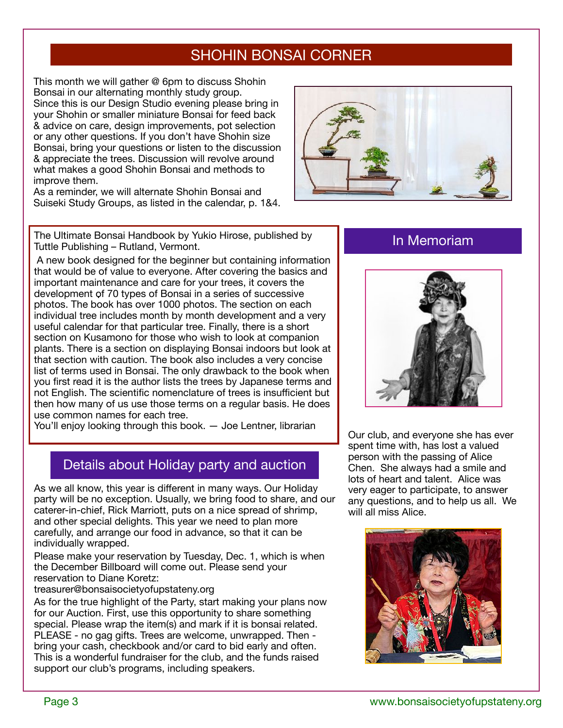## SHOHIN BONSAI CORNER

This month we will gather @ 6pm to discuss Shohin Bonsai in our alternating monthly study group. Since this is our Design Studio evening please bring in your Shohin or smaller miniature Bonsai for feed back & advice on care, design improvements, pot selection or any other questions. If you don't have Shohin size Bonsai, bring your questions or listen to the discussion & appreciate the trees. Discussion will revolve around what makes a good Shohin Bonsai and methods to improve them.

As a reminder, we will alternate Shohin Bonsai and Suiseki Study Groups, as listed in the calendar, p. 1&4.

The Ultimate Bonsai Handbook by Yukio Hirose, published by Tuttle Publishing – Rutland, Vermont.

A new book designed for the beginner but containing information that would be of value to everyone. After covering the basics and important maintenance and care for your trees, it covers the development of 70 types of Bonsai in a series of successive photos. The book has over 1000 photos. The section on each individual tree includes month by month development and a very useful calendar for that particular tree. Finally, there is a short section on Kusamono for those who wish to look at companion plants. There is a section on displaying Bonsai indoors but look at that section with caution. The book also includes a very concise list of terms used in Bonsai. The only drawback to the book when you first read it is the author lists the trees by Japanese terms and not English. The scientific nomenclature of trees is insufficient but then how many of us use those terms on a regular basis. He does use common names for each tree.

You'll enjoy looking through this book. — Joe Lentner, librarian

## Details about Holiday party and auction

As we all know, this year is different in many ways. Our Holiday party will be no exception. Usually, we bring food to share, and our caterer-in-chief, Rick Marriott, puts on a nice spread of shrimp, and other special delights. This year we need to plan more carefully, and arrange our food in advance, so that it can be individually wrapped.

Please make your reservation by Tuesday, Dec. 1, which is when the December Billboard will come out. Please send your reservation to Diane Koretz:

treasurer@bonsaisocietyofupstateny.org

As for the true highlight of the Party, start making your plans now for our Auction. First, use this opportunity to share something special. Please wrap the item(s) and mark if it is bonsai related. PLEASE - no gag gifts. Trees are welcome, unwrapped. Then - bring your cash, checkbook and/or card to bid early and often. This is a wonderful fundraiser for the club, and the funds raised support our club's programs, including speakers.

## In Memoriam

Our club, and everyone she has ever spent time with, has lost a valued person with the passing of Alice Chen. She always had a smile and lots of heart and talent. Alice was very eager to participate, to answer any questions, and to help us all. We will all miss Alice.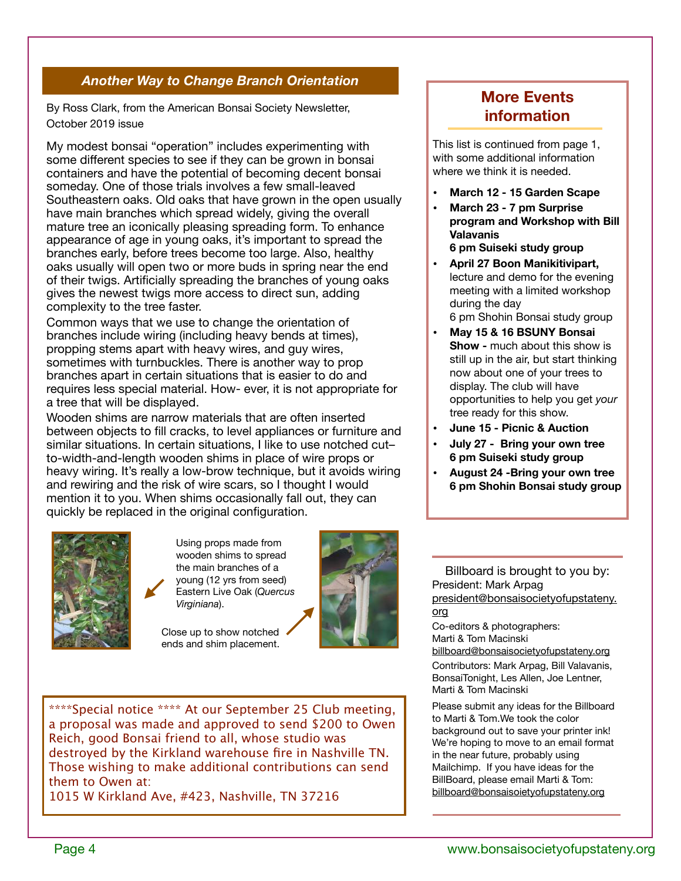## *Another Way to Change Branch Orientation*

By Ross Clark, from the American Bonsai Society Newsletter, October 2019 issue

My modest bonsai "operation" includes experimenting with some different species to see if they can be grown in bonsai containers and have the potential of becoming decent bonsai someday. One of those trials involves a few small-leaved Southeastern oaks. Old oaks that have grown in the open usually have main branches which spread widely, giving the overall mature tree an iconically pleasing spreading form. To enhance appearance of age in young oaks, it's important to spread the branches early, before trees become too large. Also, healthy oaks usually will open two or more buds in spring near the end of their twigs. Artificially spreading the branches of young oaks gives the newest twigs more access to direct sun, adding complexity to the tree faster.

Common ways that we use to change the orientation of branches include wiring (including heavy bends at times), propping stems apart with heavy wires, and guy wires, sometimes with turnbuckles. There is another way to prop branches apart in certain situations that is easier to do and requires less special material. How- ever, it is not appropriate for a tree that will be displayed.

Wooden shims are narrow materials that are often inserted between objects to fill cracks, to level appliances or furniture and similar situations. In certain situations, I like to use notched cut–to-width-and-length wooden shims in place of wire props or heavy wiring. It's really a low-brow technique, but it avoids wiring and rewiring and the risk of wire scars, so I thought I would mention it to you. When shims occasionally fall out, they can quickly be replaced in the original configuration.

Using props made from wooden shims to spread the main branches of a young (12 yrs from seed) Eastern Live Oak (*Quercus Virginiana*).

Close up to show notched ends and shim placement.

****Special notice **** At our September 25 Club meeting, a proposal was made and approved to send $200 to Owen Reich, good Bonsai friend to all, whose studio was destroyed by the Kirkland warehouse fire in Nashville TN. Those wishing to make additional contributions can send them to Owen at:
1015 W Kirkland Ave, #423, Nashville, TN 37216

## More Events information

This list is continued from page 1, with some additional information where we think it is needed.

- **March 12 - 15 Garden Scape**
- **March 23 - 7 pm Surprise program and Workshop with Bill Valavanis**
  **6 pm Suiseki study group**
- **April 27 Boon Manikitivipart,** lecture and demo for the evening meeting with a limited workshop during the day
  6 pm Shohin Bonsai study group
- **May 15 & 16 BSUNY Bonsai Show -** much about this show is still up in the air, but start thinking now about one of your trees to display. The club will have opportunities to help you get *your* tree ready for this show.
- **June 15 - Picnic & Auction**
- **July 27 - Bring your own tree**
  **6 pm Suiseki study group**
- **August 24 -Bring your own tree**
  **6 pm Shohin Bonsai study group**

Billboard is brought to you by:
President: Mark Arpag
president@bonsaisocietyofupstateny.org

Co-editors & photographers:
Marti & Tom Macinski
billboard@bonsaisocietyofupstateny.org

Contributors: Mark Arpag, Bill Valavanis, BonsaiTonight, Les Allen, Joe Lentner, Marti & Tom Macinski

Please submit any ideas for the Billboard to Marti & Tom.We took the color background out to save your printer ink! We're hoping to move to an email format in the near future, probably using Mailchimp. If you have ideas for the BillBoard, please email Marti & Tom: billboard@bonsaisoietyofupstateny.org

www.bonsaisocietyofupstateny.org